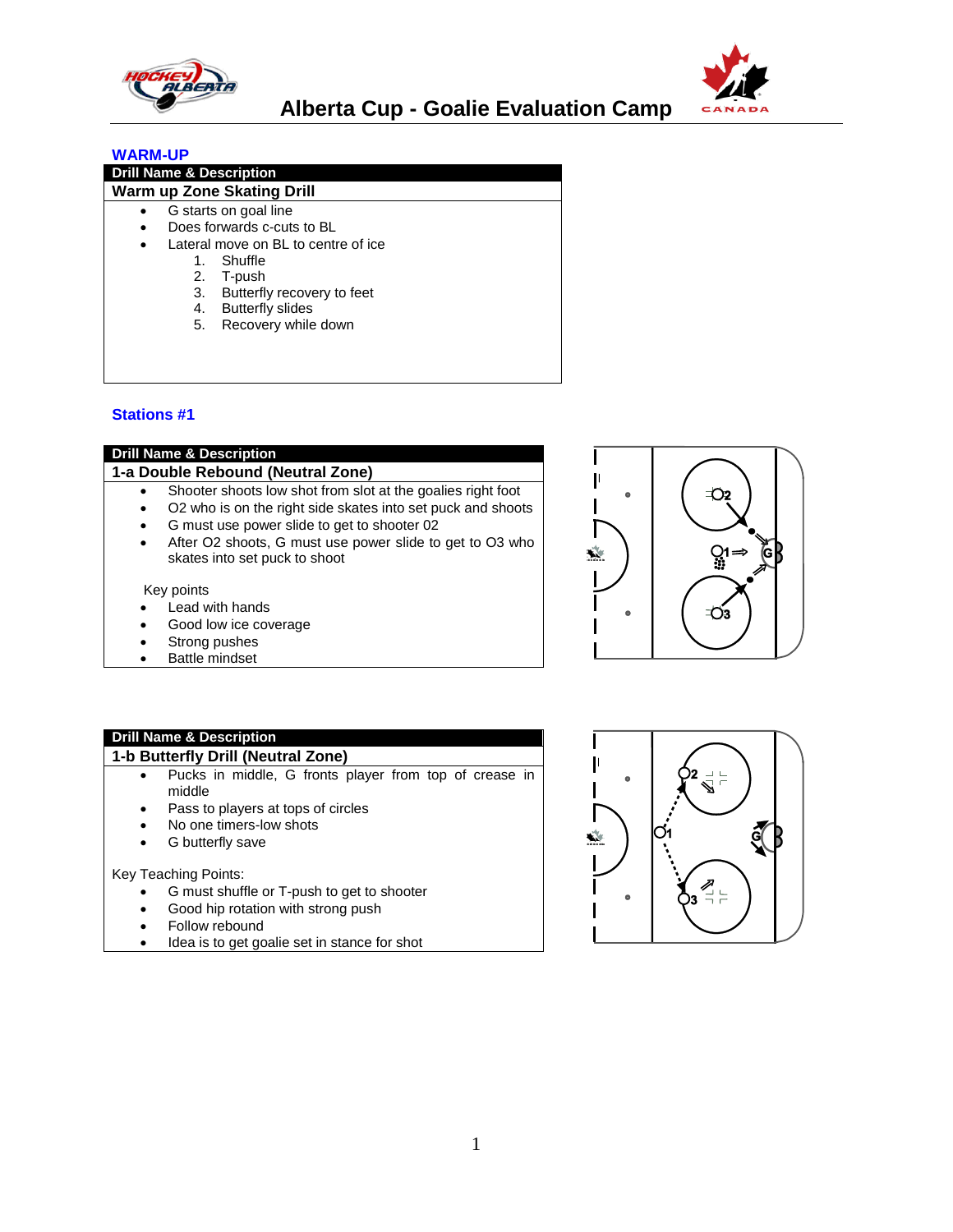# Alberta Cup - Goalie Evaluation Camp

## WARM-UP

| Drill Name & Description |
|---|
| **Warm up Zone Skating Drill** |

- G starts on goal line
- Does forwards c-cuts to BL
- Lateral move on BL to centre of ice
  1. Shuffle
  2. T-push
  3. Butterfly recovery to feet
  4. Butterfly slides
  5. Recovery while down

## Stations #1

| Drill Name & Description |
|---|
| **1-a Double Rebound (Neutral Zone)** |

- Shooter shoots low shot from slot at the goalies right foot
- O2 who is on the right side skates into set puck and shoots
- G must use power slide to get to shooter 02
- After O2 shoots, G must use power slide to get to O3 who skates into set puck to shoot

Key points

- Lead with hands
- Good low ice coverage
- Strong pushes
- Battle mindset

| Drill Name & Description |
|---|
| **1-b Butterfly Drill (Neutral Zone)** |

- Pucks in middle, G fronts player from top of crease in middle
- Pass to players at tops of circles
- No one timers-low shots
- G butterfly save

Key Teaching Points:

- G must shuffle or T-push to get to shooter
- Good hip rotation with strong push
- Follow rebound
- Idea is to get goalie set in stance for shot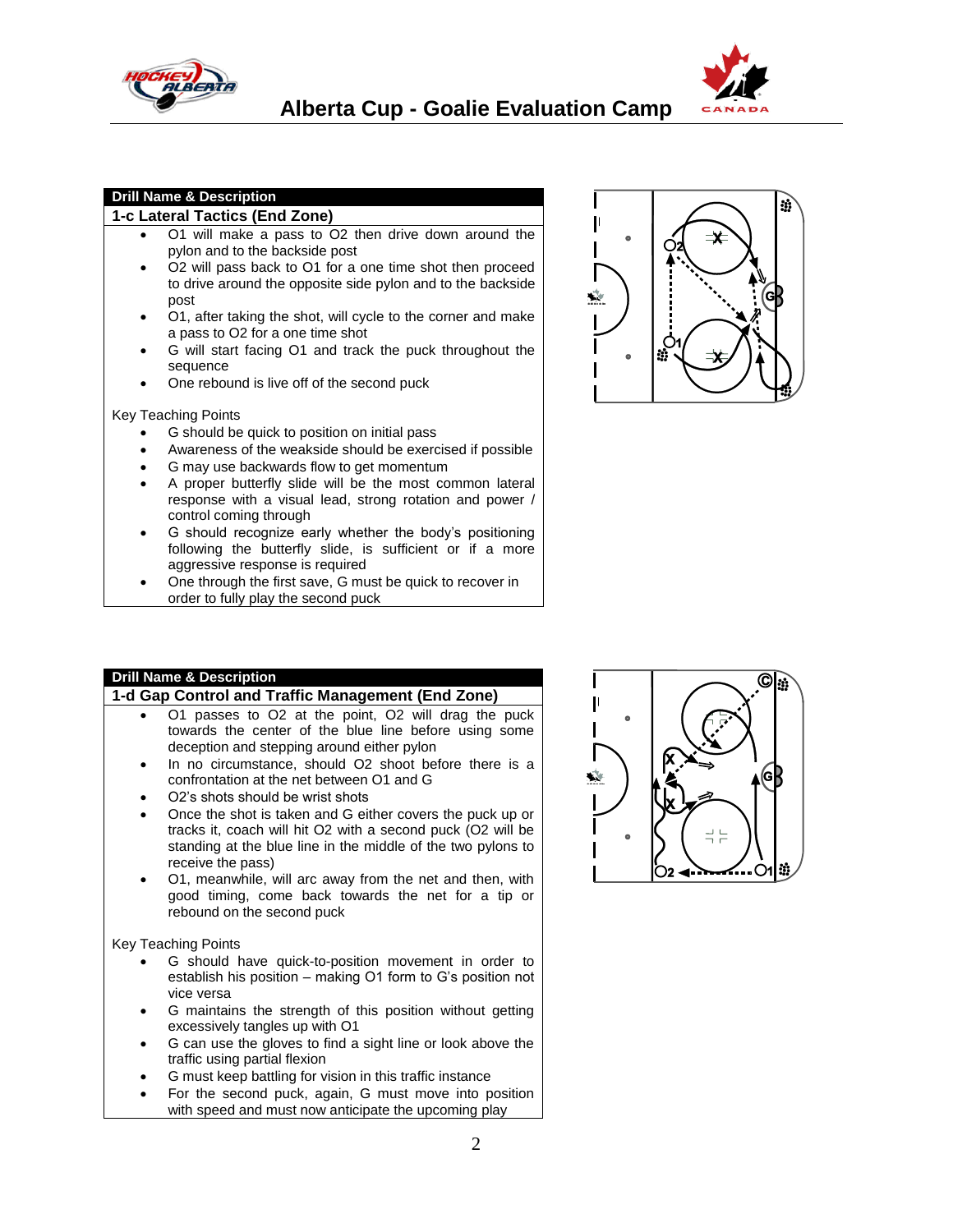## Drill Name & Description

### 1-c Lateral Tactics (End Zone)

- O1 will make a pass to O2 then drive down around the pylon and to the backside post
- O2 will pass back to O1 for a one time shot then proceed to drive around the opposite side pylon and to the backside post
- O1, after taking the shot, will cycle to the corner and make a pass to O2 for a one time shot
- G will start facing O1 and track the puck throughout the sequence
- One rebound is live off of the second puck

Key Teaching Points

- G should be quick to position on initial pass
- Awareness of the weakside should be exercised if possible
- G may use backwards flow to get momentum
- A proper butterfly slide will be the most common lateral response with a visual lead, strong rotation and power / control coming through
- G should recognize early whether the body's positioning following the butterfly slide, is sufficient or if a more aggressive response is required
- One through the first save, G must be quick to recover in order to fully play the second puck

## Drill Name & Description

### 1-d Gap Control and Traffic Management (End Zone)

- O1 passes to O2 at the point, O2 will drag the puck towards the center of the blue line before using some deception and stepping around either pylon
- In no circumstance, should O2 shoot before there is a confrontation at the net between O1 and G
- O2's shots should be wrist shots
- Once the shot is taken and G either covers the puck up or tracks it, coach will hit O2 with a second puck (O2 will be standing at the blue line in the middle of the two pylons to receive the pass)
- O1, meanwhile, will arc away from the net and then, with good timing, come back towards the net for a tip or rebound on the second puck

Key Teaching Points

- G should have quick-to-position movement in order to establish his position – making O1 form to G's position not vice versa
- G maintains the strength of this position without getting excessively tangles up with O1
- G can use the gloves to find a sight line or look above the traffic using partial flexion
- G must keep battling for vision in this traffic instance
- For the second puck, again, G must move into position with speed and must now anticipate the upcoming play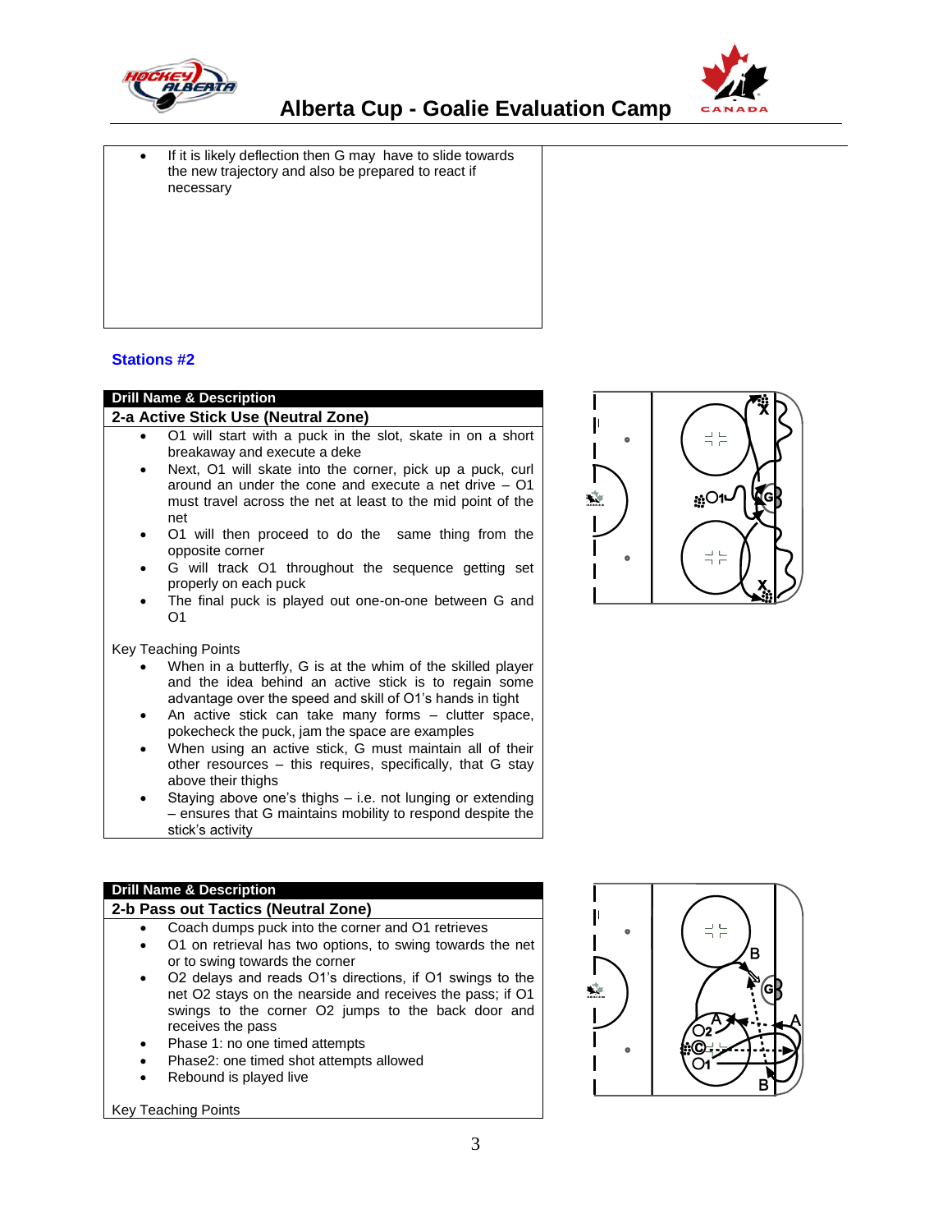- If it is likely deflection then G may have to slide towards the new trajectory and also be prepared to react if necessary

## Stations #2

**Drill Name & Description**

### 2-a Active Stick Use (Neutral Zone)

- O1 will start with a puck in the slot, skate in on a short breakaway and execute a deke
- Next, O1 will skate into the corner, pick up a puck, curl around an under the cone and execute a net drive – O1 must travel across the net at least to the mid point of the net
- O1 will then proceed to do the same thing from the opposite corner
- G will track O1 throughout the sequence getting set properly on each puck
- The final puck is played out one-on-one between G and O1

Key Teaching Points

- When in a butterfly, G is at the whim of the skilled player and the idea behind an active stick is to regain some advantage over the speed and skill of O1's hands in tight
- An active stick can take many forms – clutter space, pokecheck the puck, jam the space are examples
- When using an active stick, G must maintain all of their other resources – this requires, specifically, that G stay above their thighs
- Staying above one's thighs – i.e. not lunging or extending – ensures that G maintains mobility to respond despite the stick's activity

**Drill Name & Description**

### 2-b Pass out Tactics (Neutral Zone)

- Coach dumps puck into the corner and O1 retrieves
- O1 on retrieval has two options, to swing towards the net or to swing towards the corner
- O2 delays and reads O1's directions, if O1 swings to the net O2 stays on the nearside and receives the pass; if O1 swings to the corner O2 jumps to the back door and receives the pass
- Phase 1: no one timed attempts
- Phase2: one timed shot attempts allowed
- Rebound is played live

Key Teaching Points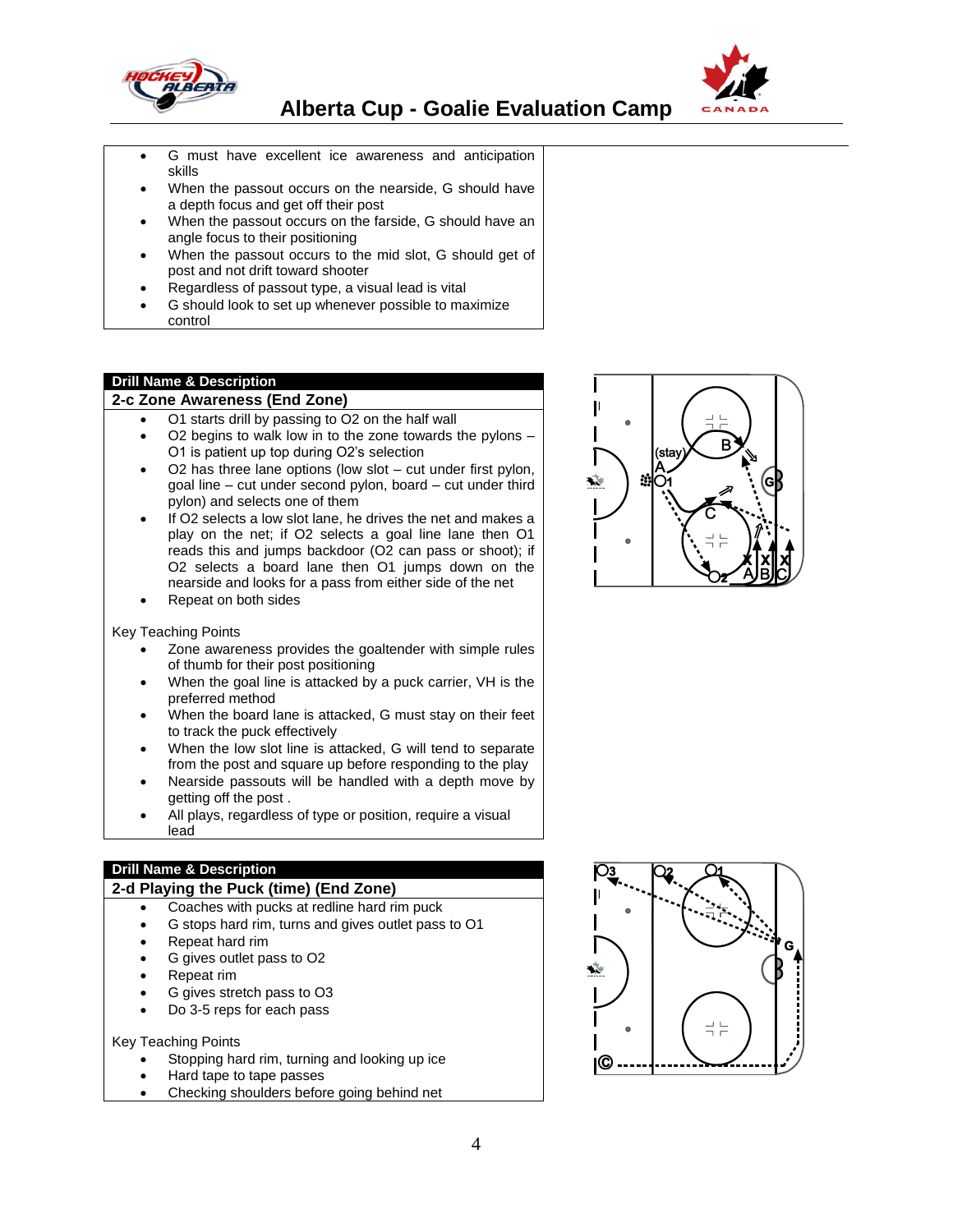- G must have excellent ice awareness and anticipation skills
- When the passout occurs on the nearside, G should have a depth focus and get off their post
- When the passout occurs on the farside, G should have an angle focus to their positioning
- When the passout occurs to the mid slot, G should get of post and not drift toward shooter
- Regardless of passout type, a visual lead is vital
- G should look to set up whenever possible to maximize control

## Drill Name & Description

### 2-c Zone Awareness (End Zone)

- O1 starts drill by passing to O2 on the half wall
- O2 begins to walk low in to the zone towards the pylons – O1 is patient up top during O2's selection
- O2 has three lane options (low slot – cut under first pylon, goal line – cut under second pylon, board – cut under third pylon) and selects one of them
- If O2 selects a low slot lane, he drives the net and makes a play on the net; if O2 selects a goal line lane then O1 reads this and jumps backdoor (O2 can pass or shoot); if O2 selects a board lane then O1 jumps down on the nearside and looks for a pass from either side of the net
- Repeat on both sides

Key Teaching Points

- Zone awareness provides the goaltender with simple rules of thumb for their post positioning
- When the goal line is attacked by a puck carrier, VH is the preferred method
- When the board lane is attacked, G must stay on their feet to track the puck effectively
- When the low slot line is attacked, G will tend to separate from the post and square up before responding to the play
- Nearside passouts will be handled with a depth move by getting off the post .
- All plays, regardless of type or position, require a visual lead

## Drill Name & Description

### 2-d Playing the Puck (time) (End Zone)

- Coaches with pucks at redline hard rim puck
- G stops hard rim, turns and gives outlet pass to O1
- Repeat hard rim
- G gives outlet pass to O2
- Repeat rim
- G gives stretch pass to O3
- Do 3-5 reps for each pass

Key Teaching Points

- Stopping hard rim, turning and looking up ice
- Hard tape to tape passes
- Checking shoulders before going behind net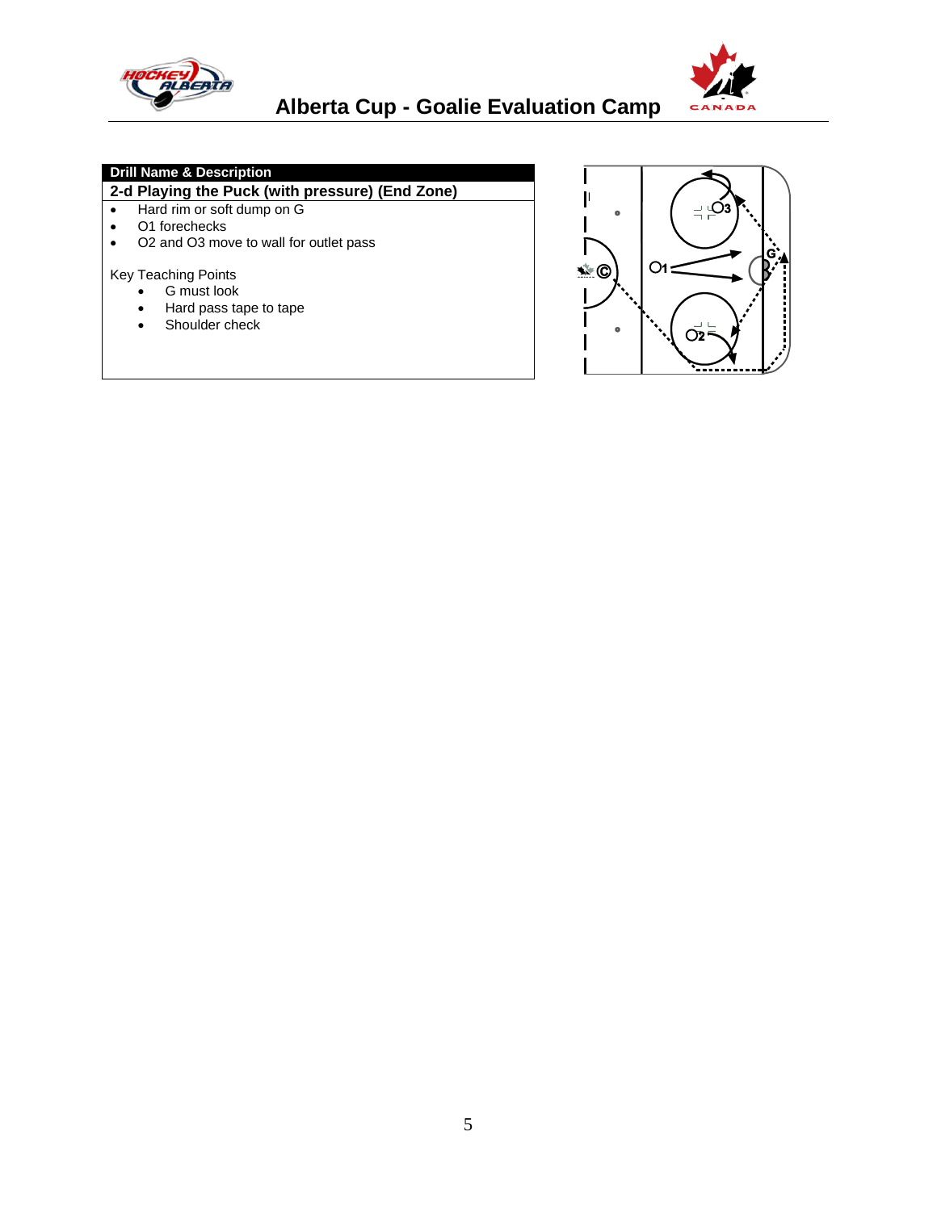| Drill Name & Description |
| --- |
| **2-d Playing the Puck (with pressure) (End Zone)** |

- Hard rim or soft dump on G
- O1 forechecks
- O2 and O3 move to wall for outlet pass

Key Teaching Points

- G must look
- Hard pass tape to tape
- Shoulder check

O3
O1
G
C
O2